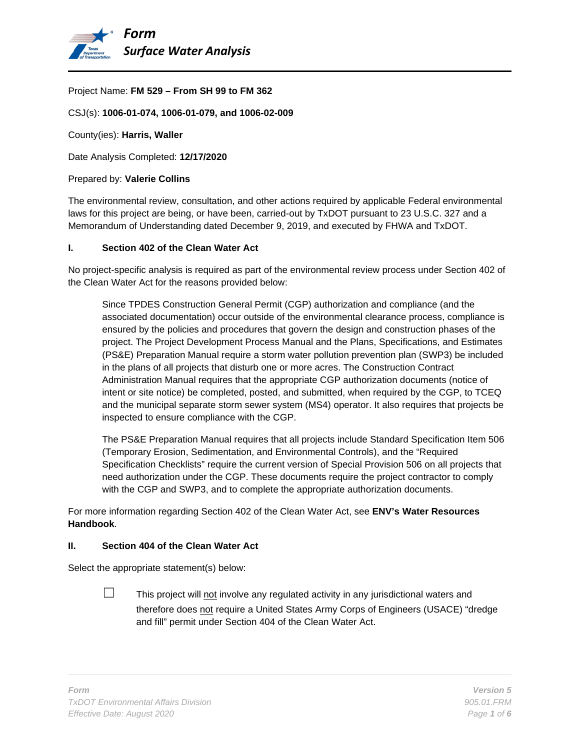# Form
## Surface Water Analysis

Project Name: **FM 529 – From SH 99 to FM 362**

CSJ(s): **1006-01-074, 1006-01-079, and 1006-02-009**

County(ies): **Harris, Waller**

Date Analysis Completed: **12/17/2020**

Prepared by: **Valerie Collins**

The environmental review, consultation, and other actions required by applicable Federal environmental laws for this project are being, or have been, carried-out by TxDOT pursuant to 23 U.S.C. 327 and a Memorandum of Understanding dated December 9, 2019, and executed by FHWA and TxDOT.

### I. Section 402 of the Clean Water Act

No project-specific analysis is required as part of the environmental review process under Section 402 of the Clean Water Act for the reasons provided below:

> Since TPDES Construction General Permit (CGP) authorization and compliance (and the associated documentation) occur outside of the environmental clearance process, compliance is ensured by the policies and procedures that govern the design and construction phases of the project. The Project Development Process Manual and the Plans, Specifications, and Estimates (PS&E) Preparation Manual require a storm water pollution prevention plan (SWP3) be included in the plans of all projects that disturb one or more acres. The Construction Contract Administration Manual requires that the appropriate CGP authorization documents (notice of intent or site notice) be completed, posted, and submitted, when required by the CGP, to TCEQ and the municipal separate storm sewer system (MS4) operator. It also requires that projects be inspected to ensure compliance with the CGP.
>
> The PS&E Preparation Manual requires that all projects include Standard Specification Item 506 (Temporary Erosion, Sedimentation, and Environmental Controls), and the "Required Specification Checklists" require the current version of Special Provision 506 on all projects that need authorization under the CGP. These documents require the project contractor to comply with the CGP and SWP3, and to complete the appropriate authorization documents.

For more information regarding Section 402 of the Clean Water Act, see **ENV's Water Resources Handbook**.

### II. Section 404 of the Clean Water Act

Select the appropriate statement(s) below:

☐ This project will not involve any regulated activity in any jurisdictional waters and therefore does not require a United States Army Corps of Engineers (USACE) "dredge and fill" permit under Section 404 of the Clean Water Act.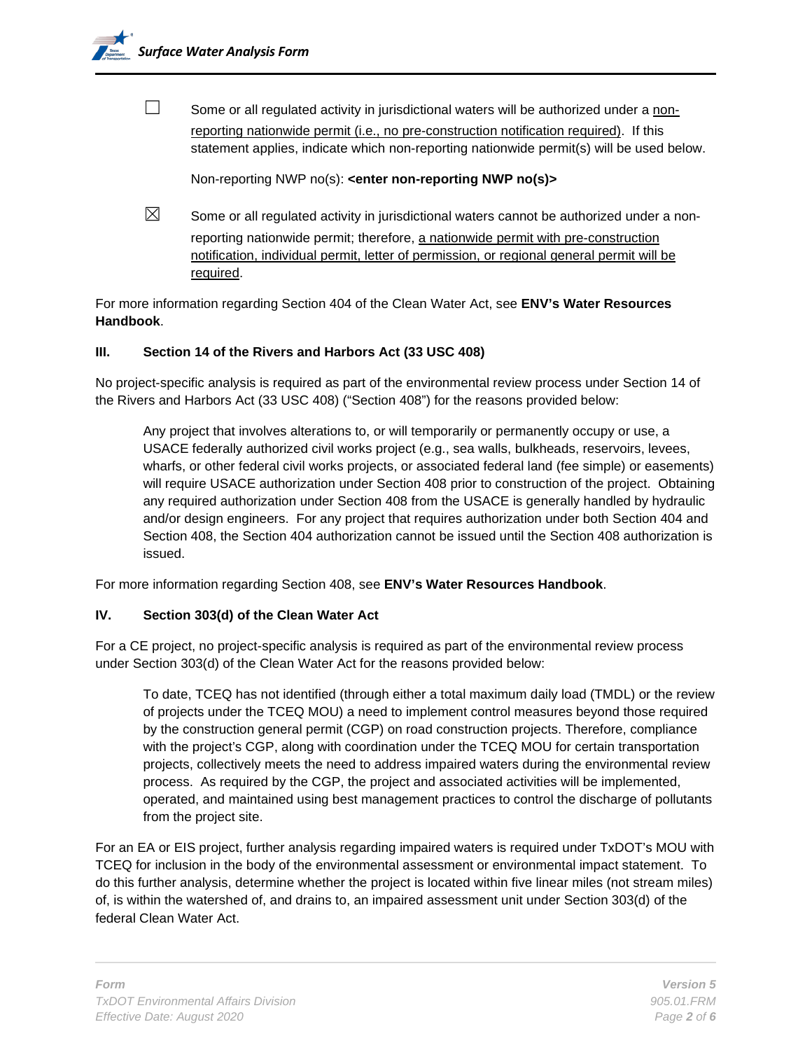☐ Some or all regulated activity in jurisdictional waters will be authorized under a non-reporting nationwide permit (i.e., no pre-construction notification required). If this statement applies, indicate which non-reporting nationwide permit(s) will be used below.

Non-reporting NWP no(s): **<enter non-reporting NWP no(s)>**

☒ Some or all regulated activity in jurisdictional waters cannot be authorized under a non-reporting nationwide permit; therefore, a nationwide permit with pre-construction notification, individual permit, letter of permission, or regional general permit will be required.

For more information regarding Section 404 of the Clean Water Act, see **ENV's Water Resources Handbook**.

## III. Section 14 of the Rivers and Harbors Act (33 USC 408)

No project-specific analysis is required as part of the environmental review process under Section 14 of the Rivers and Harbors Act (33 USC 408) ("Section 408") for the reasons provided below:

> Any project that involves alterations to, or will temporarily or permanently occupy or use, a USACE federally authorized civil works project (e.g., sea walls, bulkheads, reservoirs, levees, wharfs, or other federal civil works projects, or associated federal land (fee simple) or easements) will require USACE authorization under Section 408 prior to construction of the project. Obtaining any required authorization under Section 408 from the USACE is generally handled by hydraulic and/or design engineers. For any project that requires authorization under both Section 404 and Section 408, the Section 404 authorization cannot be issued until the Section 408 authorization is issued.

For more information regarding Section 408, see **ENV's Water Resources Handbook**.

## IV. Section 303(d) of the Clean Water Act

For a CE project, no project-specific analysis is required as part of the environmental review process under Section 303(d) of the Clean Water Act for the reasons provided below:

> To date, TCEQ has not identified (through either a total maximum daily load (TMDL) or the review of projects under the TCEQ MOU) a need to implement control measures beyond those required by the construction general permit (CGP) on road construction projects. Therefore, compliance with the project's CGP, along with coordination under the TCEQ MOU for certain transportation projects, collectively meets the need to address impaired waters during the environmental review process. As required by the CGP, the project and associated activities will be implemented, operated, and maintained using best management practices to control the discharge of pollutants from the project site.

For an EA or EIS project, further analysis regarding impaired waters is required under TxDOT's MOU with TCEQ for inclusion in the body of the environmental assessment or environmental impact statement. To do this further analysis, determine whether the project is located within five linear miles (not stream miles) of, is within the watershed of, and drains to, an impaired assessment unit under Section 303(d) of the federal Clean Water Act.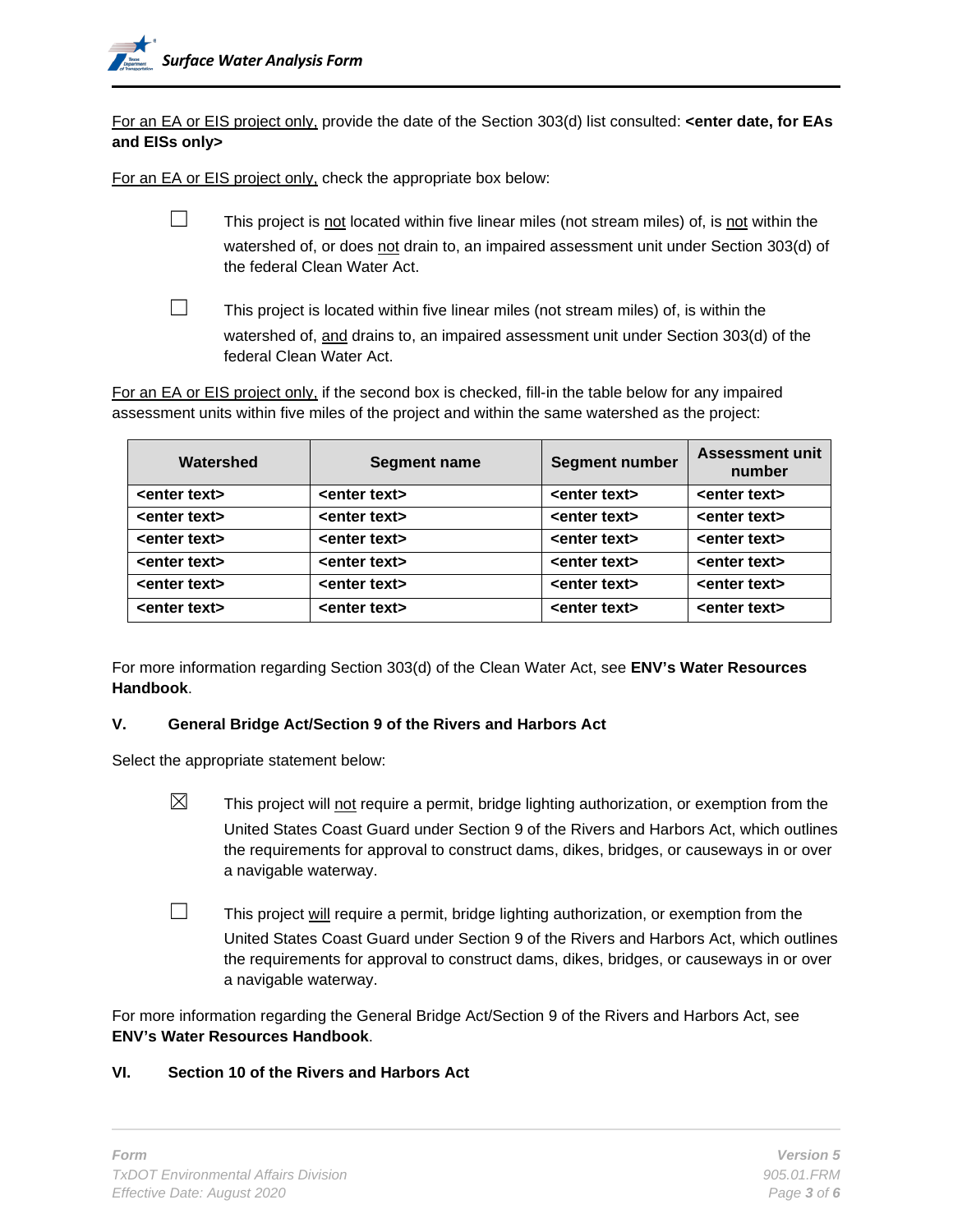For an EA or EIS project only, provide the date of the Section 303(d) list consulted: **<enter date, for EAs and EISs only>**

For an EA or EIS project only, check the appropriate box below:

☐ This project is not located within five linear miles (not stream miles) of, is not within the watershed of, or does not drain to, an impaired assessment unit under Section 303(d) of the federal Clean Water Act.

☐ This project is located within five linear miles (not stream miles) of, is within the watershed of, and drains to, an impaired assessment unit under Section 303(d) of the federal Clean Water Act.

For an EA or EIS project only, if the second box is checked, fill-in the table below for any impaired assessment units within five miles of the project and within the same watershed as the project:

| Watershed | Segment name | Segment number | Assessment unit number |
|---|---|---|---|
| **<enter text>** | **<enter text>** | **<enter text>** | **<enter text>** |
| **<enter text>** | **<enter text>** | **<enter text>** | **<enter text>** |
| **<enter text>** | **<enter text>** | **<enter text>** | **<enter text>** |
| **<enter text>** | **<enter text>** | **<enter text>** | **<enter text>** |
| **<enter text>** | **<enter text>** | **<enter text>** | **<enter text>** |
| **<enter text>** | **<enter text>** | **<enter text>** | **<enter text>** |

For more information regarding Section 303(d) of the Clean Water Act, see **ENV's Water Resources Handbook**.

## V. General Bridge Act/Section 9 of the Rivers and Harbors Act

Select the appropriate statement below:

☒ This project will not require a permit, bridge lighting authorization, or exemption from the United States Coast Guard under Section 9 of the Rivers and Harbors Act, which outlines the requirements for approval to construct dams, dikes, bridges, or causeways in or over a navigable waterway.

☐ This project will require a permit, bridge lighting authorization, or exemption from the United States Coast Guard under Section 9 of the Rivers and Harbors Act, which outlines the requirements for approval to construct dams, dikes, bridges, or causeways in or over a navigable waterway.

For more information regarding the General Bridge Act/Section 9 of the Rivers and Harbors Act, see **ENV's Water Resources Handbook**.

## VI. Section 10 of the Rivers and Harbors Act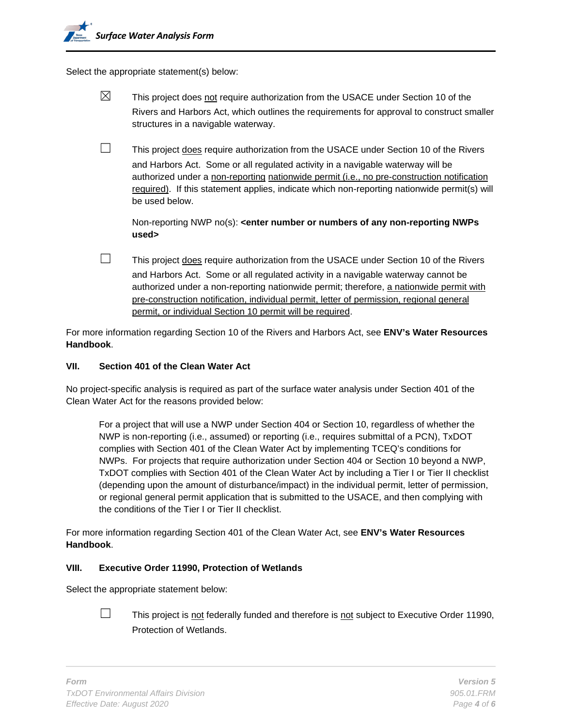Select the appropriate statement(s) below:

☒ This project does not require authorization from the USACE under Section 10 of the Rivers and Harbors Act, which outlines the requirements for approval to construct smaller structures in a navigable waterway.

☐ This project does require authorization from the USACE under Section 10 of the Rivers and Harbors Act. Some or all regulated activity in a navigable waterway will be authorized under a non-reporting nationwide permit (i.e., no pre-construction notification required). If this statement applies, indicate which non-reporting nationwide permit(s) will be used below.

Non-reporting NWP no(s): **<enter number or numbers of any non-reporting NWPs used>**

☐ This project does require authorization from the USACE under Section 10 of the Rivers and Harbors Act. Some or all regulated activity in a navigable waterway cannot be authorized under a non-reporting nationwide permit; therefore, a nationwide permit with pre-construction notification, individual permit, letter of permission, regional general permit, or individual Section 10 permit will be required.

For more information regarding Section 10 of the Rivers and Harbors Act, see **ENV's Water Resources Handbook**.

## VII. Section 401 of the Clean Water Act

No project-specific analysis is required as part of the surface water analysis under Section 401 of the Clean Water Act for the reasons provided below:

> For a project that will use a NWP under Section 404 or Section 10, regardless of whether the NWP is non-reporting (i.e., assumed) or reporting (i.e., requires submittal of a PCN), TxDOT complies with Section 401 of the Clean Water Act by implementing TCEQ's conditions for NWPs. For projects that require authorization under Section 404 or Section 10 beyond a NWP, TxDOT complies with Section 401 of the Clean Water Act by including a Tier I or Tier II checklist (depending upon the amount of disturbance/impact) in the individual permit, letter of permission, or regional general permit application that is submitted to the USACE, and then complying with the conditions of the Tier I or Tier II checklist.

For more information regarding Section 401 of the Clean Water Act, see **ENV's Water Resources Handbook**.

## VIII. Executive Order 11990, Protection of Wetlands

Select the appropriate statement below:

☐ This project is not federally funded and therefore is not subject to Executive Order 11990, Protection of Wetlands.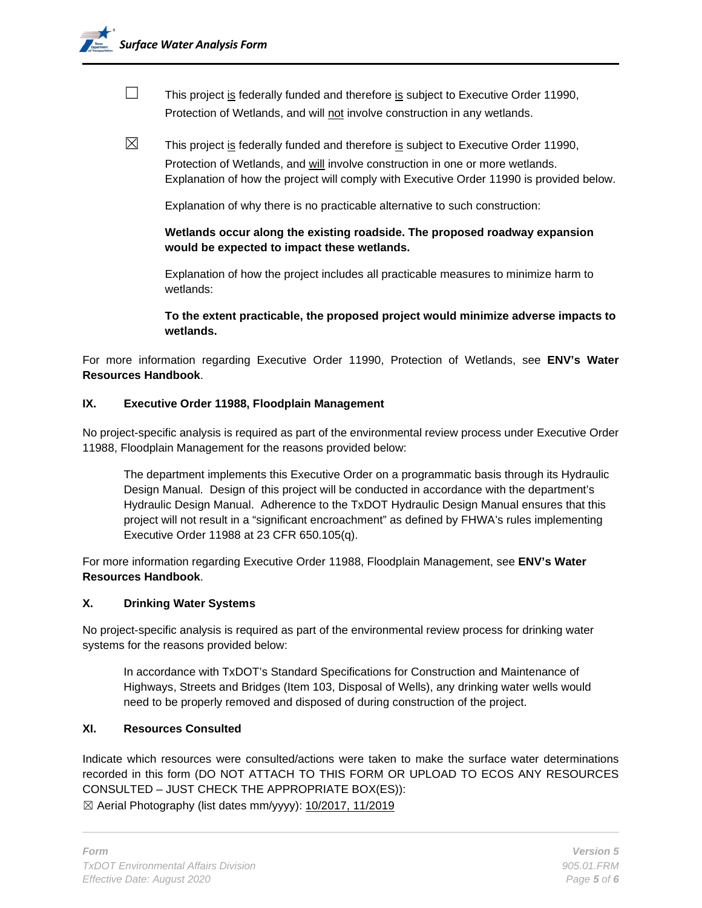☐ This project <u>is</u> federally funded and therefore <u>is</u> subject to Executive Order 11990, Protection of Wetlands, and will <u>not</u> involve construction in any wetlands.

☒ This project <u>is</u> federally funded and therefore <u>is</u> subject to Executive Order 11990, Protection of Wetlands, and <u>will</u> involve construction in one or more wetlands. Explanation of how the project will comply with Executive Order 11990 is provided below.

Explanation of why there is no practicable alternative to such construction:

**Wetlands occur along the existing roadside. The proposed roadway expansion would be expected to impact these wetlands.**

Explanation of how the project includes all practicable measures to minimize harm to wetlands:

**To the extent practicable, the proposed project would minimize adverse impacts to wetlands.**

For more information regarding Executive Order 11990, Protection of Wetlands, see **ENV's Water Resources Handbook**.

## IX. Executive Order 11988, Floodplain Management

No project-specific analysis is required as part of the environmental review process under Executive Order 11988, Floodplain Management for the reasons provided below:

The department implements this Executive Order on a programmatic basis through its Hydraulic Design Manual. Design of this project will be conducted in accordance with the department's Hydraulic Design Manual. Adherence to the TxDOT Hydraulic Design Manual ensures that this project will not result in a "significant encroachment" as defined by FHWA's rules implementing Executive Order 11988 at 23 CFR 650.105(q).

For more information regarding Executive Order 11988, Floodplain Management, see **ENV's Water Resources Handbook**.

## X. Drinking Water Systems

No project-specific analysis is required as part of the environmental review process for drinking water systems for the reasons provided below:

In accordance with TxDOT's Standard Specifications for Construction and Maintenance of Highways, Streets and Bridges (Item 103, Disposal of Wells), any drinking water wells would need to be properly removed and disposed of during construction of the project.

## XI. Resources Consulted

Indicate which resources were consulted/actions were taken to make the surface water determinations recorded in this form (DO NOT ATTACH TO THIS FORM OR UPLOAD TO ECOS ANY RESOURCES CONSULTED – JUST CHECK THE APPROPRIATE BOX(ES)):

☒ Aerial Photography (list dates mm/yyyy): <u>10/2017, 11/2019</u>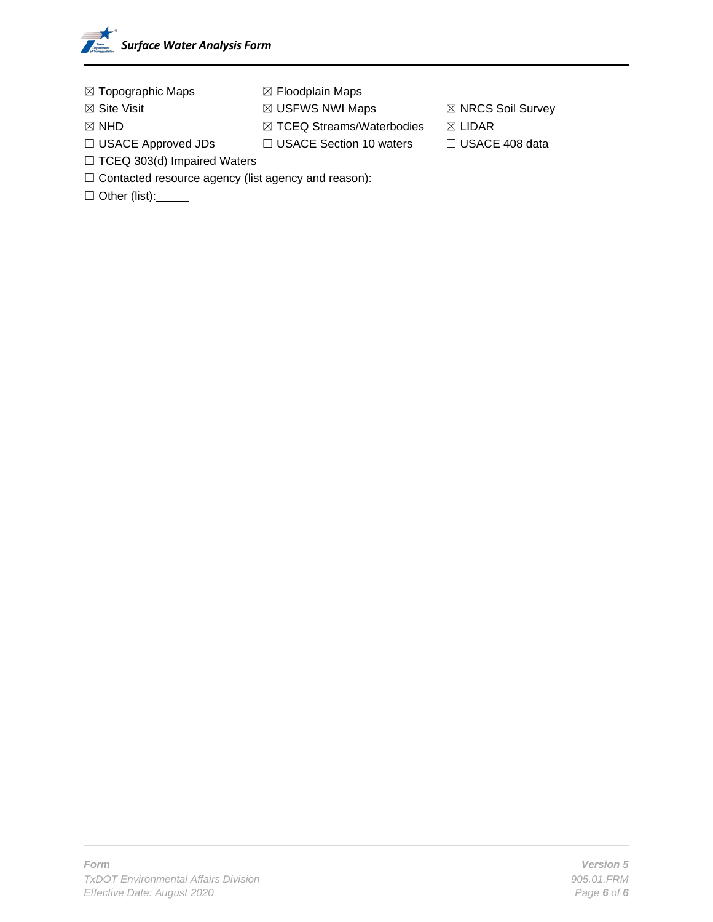☒ Topographic Maps ☒ Floodplain Maps

☒ Site Visit ☒ USFWS NWI Maps ☒ NRCS Soil Survey

☒ NHD ☒ TCEQ Streams/Waterbodies ☒ LIDAR

☐ USACE Approved JDs ☐ USACE Section 10 waters ☐ USACE 408 data

☐ TCEQ 303(d) Impaired Waters

☐ Contacted resource agency (list agency and reason):_____

☐ Other (list):_____